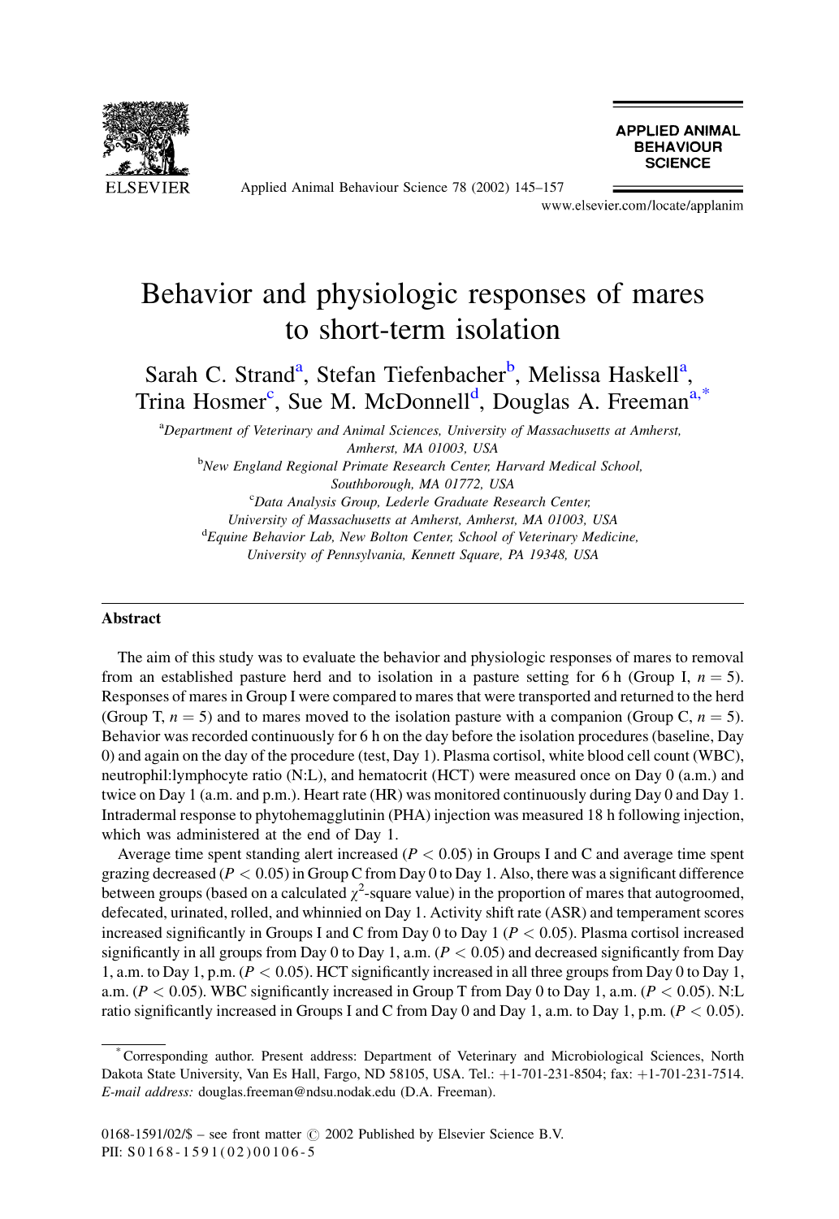# Behavior and physiologic responses of mares to short-term isolation

Sarah C. Strand[a], Stefan Tiefenbacher[b], Melissa Haskell[a], Trina Hosmer[c], Sue M. McDonnell[d], Douglas A. Freeman[a,*]

[a]*Department of Veterinary and Animal Sciences, University of Massachusetts at Amherst, Amherst, MA 01003, USA*

[b]*New England Regional Primate Research Center, Harvard Medical School, Southborough, MA 01772, USA*

[c]*Data Analysis Group, Lederle Graduate Research Center, University of Massachusetts at Amherst, Amherst, MA 01003, USA*

[d]*Equine Behavior Lab, New Bolton Center, School of Veterinary Medicine, University of Pennsylvania, Kennett Square, PA 19348, USA*

## Abstract

The aim of this study was to evaluate the behavior and physiologic responses of mares to removal from an established pasture herd and to isolation in a pasture setting for 6 h (Group I, $n = 5$). Responses of mares in Group I were compared to mares that were transported and returned to the herd (Group T, $n = 5$) and to mares moved to the isolation pasture with a companion (Group C, $n = 5$). Behavior was recorded continuously for 6 h on the day before the isolation procedures (baseline, Day 0) and again on the day of the procedure (test, Day 1). Plasma cortisol, white blood cell count (WBC), neutrophil:lymphocyte ratio (N:L), and hematocrit (HCT) were measured once on Day 0 (a.m.) and twice on Day 1 (a.m. and p.m.). Heart rate (HR) was monitored continuously during Day 0 and Day 1. Intradermal response to phytohemagglutinin (PHA) injection was measured 18 h following injection, which was administered at the end of Day 1.

Average time spent standing alert increased ($P < 0.05$) in Groups I and C and average time spent grazing decreased ($P < 0.05$) in Group C from Day 0 to Day 1. Also, there was a significant difference between groups (based on a calculated $\chi^2$-square value) in the proportion of mares that autogroomed, defecated, urinated, rolled, and whinnied on Day 1. Activity shift rate (ASR) and temperament scores increased significantly in Groups I and C from Day 0 to Day 1 ($P < 0.05$). Plasma cortisol increased significantly in all groups from Day 0 to Day 1, a.m. ($P < 0.05$) and decreased significantly from Day 1, a.m. to Day 1, p.m. ($P < 0.05$). HCT significantly increased in all three groups from Day 0 to Day 1, a.m. ($P < 0.05$). WBC significantly increased in Group T from Day 0 to Day 1, a.m. ($P < 0.05$). N:L ratio significantly increased in Groups I and C from Day 0 and Day 1, a.m. to Day 1, p.m. ($P < 0.05$).

---

\* Corresponding author. Present address: Department of Veterinary and Microbiological Sciences, North Dakota State University, Van Es Hall, Fargo, ND 58105, USA. Tel.: +1-701-231-8504; fax: +1-701-231-7514. *E-mail address:* douglas.freeman@ndsu.nodak.edu (D.A. Freeman).

0168-1591/02/$ – see front matter © 2002 Published by Elsevier Science B.V.
PII: S0168-1591(02)00106-5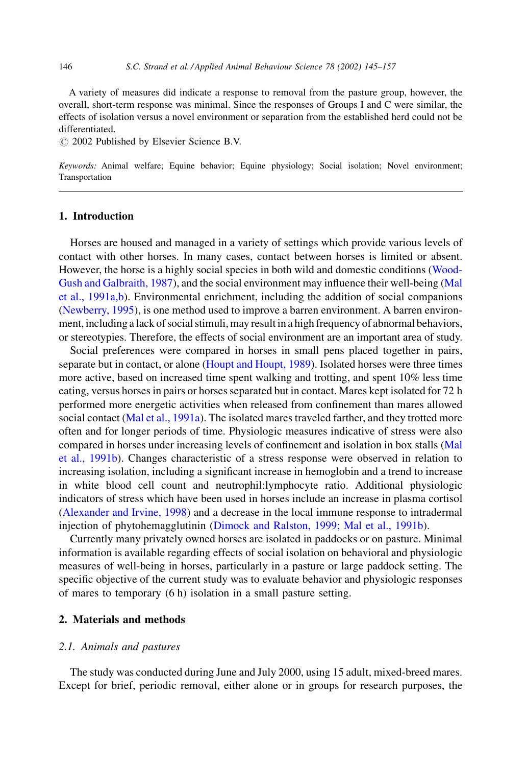A variety of measures did indicate a response to removal from the pasture group, however, the overall, short-term response was minimal. Since the responses of Groups I and C were similar, the effects of isolation versus a novel environment or separation from the established herd could not be differentiated.

© 2002 Published by Elsevier Science B.V.

*Keywords:* Animal welfare; Equine behavior; Equine physiology; Social isolation; Novel environment; Transportation

## 1. Introduction

Horses are housed and managed in a variety of settings which provide various levels of contact with other horses. In many cases, contact between horses is limited or absent. However, the horse is a highly social species in both wild and domestic conditions (Wood-Gush and Galbraith, 1987), and the social environment may influence their well-being (Mal et al., 1991a,b). Environmental enrichment, including the addition of social companions (Newberry, 1995), is one method used to improve a barren environment. A barren environment, including a lack of social stimuli, may result in a high frequency of abnormal behaviors, or stereotypies. Therefore, the effects of social environment are an important area of study.

Social preferences were compared in horses in small pens placed together in pairs, separate but in contact, or alone (Houpt and Houpt, 1989). Isolated horses were three times more active, based on increased time spent walking and trotting, and spent 10% less time eating, versus horses in pairs or horses separated but in contact. Mares kept isolated for 72 h performed more energetic activities when released from confinement than mares allowed social contact (Mal et al., 1991a). The isolated mares traveled farther, and they trotted more often and for longer periods of time. Physiologic measures indicative of stress were also compared in horses under increasing levels of confinement and isolation in box stalls (Mal et al., 1991b). Changes characteristic of a stress response were observed in relation to increasing isolation, including a significant increase in hemoglobin and a trend to increase in white blood cell count and neutrophil:lymphocyte ratio. Additional physiologic indicators of stress which have been used in horses include an increase in plasma cortisol (Alexander and Irvine, 1998) and a decrease in the local immune response to intradermal injection of phytohemagglutinin (Dimock and Ralston, 1999; Mal et al., 1991b).

Currently many privately owned horses are isolated in paddocks or on pasture. Minimal information is available regarding effects of social isolation on behavioral and physiologic measures of well-being in horses, particularly in a pasture or large paddock setting. The specific objective of the current study was to evaluate behavior and physiologic responses of mares to temporary (6 h) isolation in a small pasture setting.

## 2. Materials and methods

### 2.1. Animals and pastures

The study was conducted during June and July 2000, using 15 adult, mixed-breed mares. Except for brief, periodic removal, either alone or in groups for research purposes, the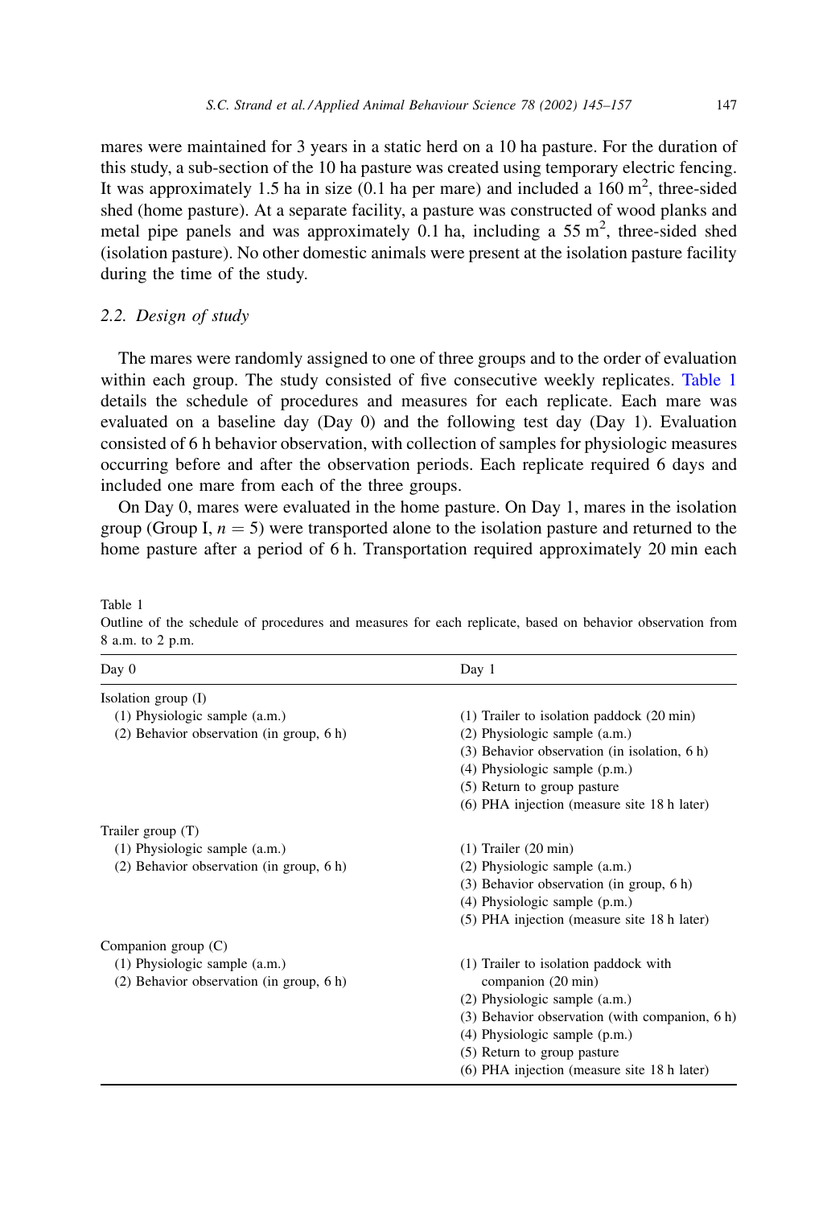mares were maintained for 3 years in a static herd on a 10 ha pasture. For the duration of this study, a sub-section of the 10 ha pasture was created using temporary electric fencing. It was approximately 1.5 ha in size (0.1 ha per mare) and included a 160 $m^2$, three-sided shed (home pasture). At a separate facility, a pasture was constructed of wood planks and metal pipe panels and was approximately 0.1 ha, including a 55 $m^2$, three-sided shed (isolation pasture). No other domestic animals were present at the isolation pasture facility during the time of the study.

### 2.2. Design of study

The mares were randomly assigned to one of three groups and to the order of evaluation within each group. The study consisted of five consecutive weekly replicates. Table 1 details the schedule of procedures and measures for each replicate. Each mare was evaluated on a baseline day (Day 0) and the following test day (Day 1). Evaluation consisted of 6 h behavior observation, with collection of samples for physiologic measures occurring before and after the observation periods. Each replicate required 6 days and included one mare from each of the three groups.

On Day 0, mares were evaluated in the home pasture. On Day 1, mares in the isolation group (Group I, $n = 5$) were transported alone to the isolation pasture and returned to the home pasture after a period of 6 h. Transportation required approximately 20 min each

Table 1
Outline of the schedule of procedures and measures for each replicate, based on behavior observation from 8 a.m. to 2 p.m.

| Day 0 | Day 1 |
|---|---|
| Isolation group (I) | |
| (1) Physiologic sample (a.m.) | (1) Trailer to isolation paddock (20 min) |
| (2) Behavior observation (in group, 6 h) | (2) Physiologic sample (a.m.) |
| | (3) Behavior observation (in isolation, 6 h) |
| | (4) Physiologic sample (p.m.) |
| | (5) Return to group pasture |
| | (6) PHA injection (measure site 18 h later) |
| Trailer group (T) | |
| (1) Physiologic sample (a.m.) | (1) Trailer (20 min) |
| (2) Behavior observation (in group, 6 h) | (2) Physiologic sample (a.m.) |
| | (3) Behavior observation (in group, 6 h) |
| | (4) Physiologic sample (p.m.) |
| | (5) PHA injection (measure site 18 h later) |
| Companion group (C) | |
| (1) Physiologic sample (a.m.) | (1) Trailer to isolation paddock with companion (20 min) |
| (2) Behavior observation (in group, 6 h) | (2) Physiologic sample (a.m.) |
| | (3) Behavior observation (with companion, 6 h) |
| | (4) Physiologic sample (p.m.) |
| | (5) Return to group pasture |
| | (6) PHA injection (measure site 18 h later) |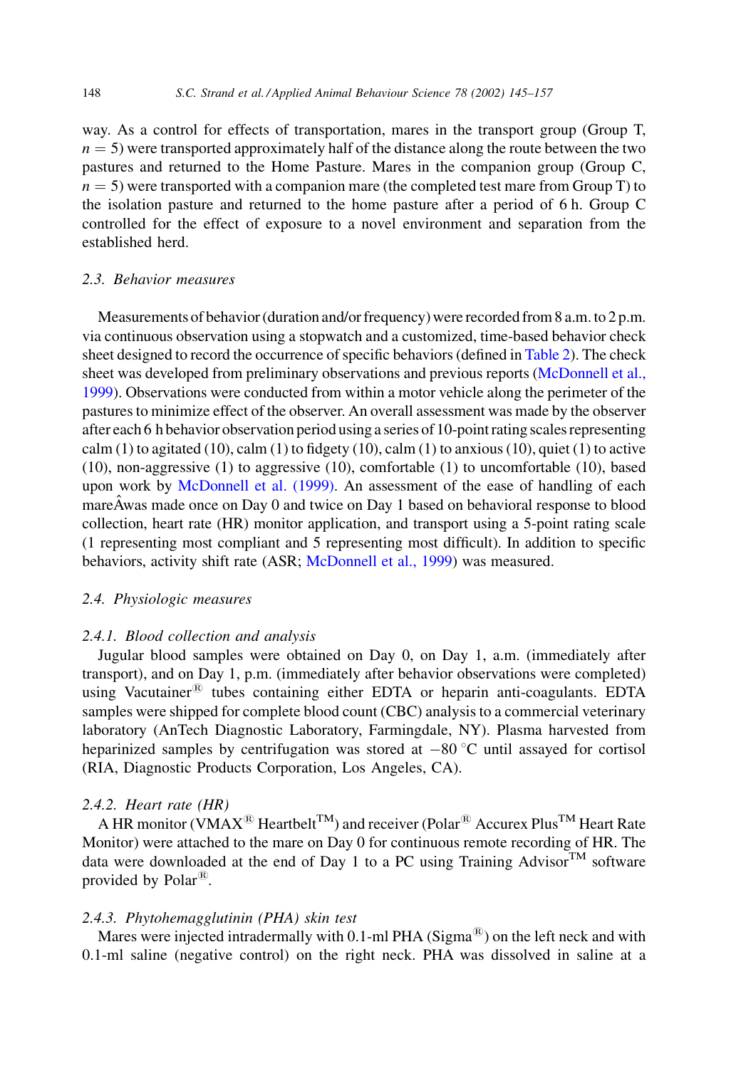way. As a control for effects of transportation, mares in the transport group (Group T, $n = 5$) were transported approximately half of the distance along the route between the two pastures and returned to the Home Pasture. Mares in the companion group (Group C, $n = 5$) were transported with a companion mare (the completed test mare from Group T) to the isolation pasture and returned to the home pasture after a period of 6 h. Group C controlled for the effect of exposure to a novel environment and separation from the established herd.

### 2.3. Behavior measures

Measurements of behavior (duration and/or frequency) were recorded from 8 a.m. to 2 p.m. via continuous observation using a stopwatch and a customized, time-based behavior check sheet designed to record the occurrence of specific behaviors (defined in Table 2). The check sheet was developed from preliminary observations and previous reports (McDonnell et al., 1999). Observations were conducted from within a motor vehicle along the perimeter of the pastures to minimize effect of the observer. An overall assessment was made by the observer after each 6 h behavior observation period using a series of 10-point rating scales representing calm (1) to agitated (10), calm (1) to fidgety (10), calm (1) to anxious (10), quiet (1) to active (10), non-aggressive (1) to aggressive (10), comfortable (1) to uncomfortable (10), based upon work by McDonnell et al. (1999). An assessment of the ease of handling of each mareÂwas made once on Day 0 and twice on Day 1 based on behavioral response to blood collection, heart rate (HR) monitor application, and transport using a 5-point rating scale (1 representing most compliant and 5 representing most difficult). In addition to specific behaviors, activity shift rate (ASR; McDonnell et al., 1999) was measured.

### 2.4. Physiologic measures

#### 2.4.1. Blood collection and analysis

Jugular blood samples were obtained on Day 0, on Day 1, a.m. (immediately after transport), and on Day 1, p.m. (immediately after behavior observations were completed) using Vacutainer® tubes containing either EDTA or heparin anti-coagulants. EDTA samples were shipped for complete blood count (CBC) analysis to a commercial veterinary laboratory (AnTech Diagnostic Laboratory, Farmingdale, NY). Plasma harvested from heparinized samples by centrifugation was stored at $-80\,^{\circ}\mathrm{C}$ until assayed for cortisol (RIA, Diagnostic Products Corporation, Los Angeles, CA).

#### 2.4.2. Heart rate (HR)

A HR monitor (VMAX® Heartbelt™) and receiver (Polar® Accurex Plus™ Heart Rate Monitor) were attached to the mare on Day 0 for continuous remote recording of HR. The data were downloaded at the end of Day 1 to a PC using Training Advisor™ software provided by Polar®.

#### 2.4.3. Phytohemagglutinin (PHA) skin test

Mares were injected intradermally with 0.1-ml PHA (Sigma®) on the left neck and with 0.1-ml saline (negative control) on the right neck. PHA was dissolved in saline at a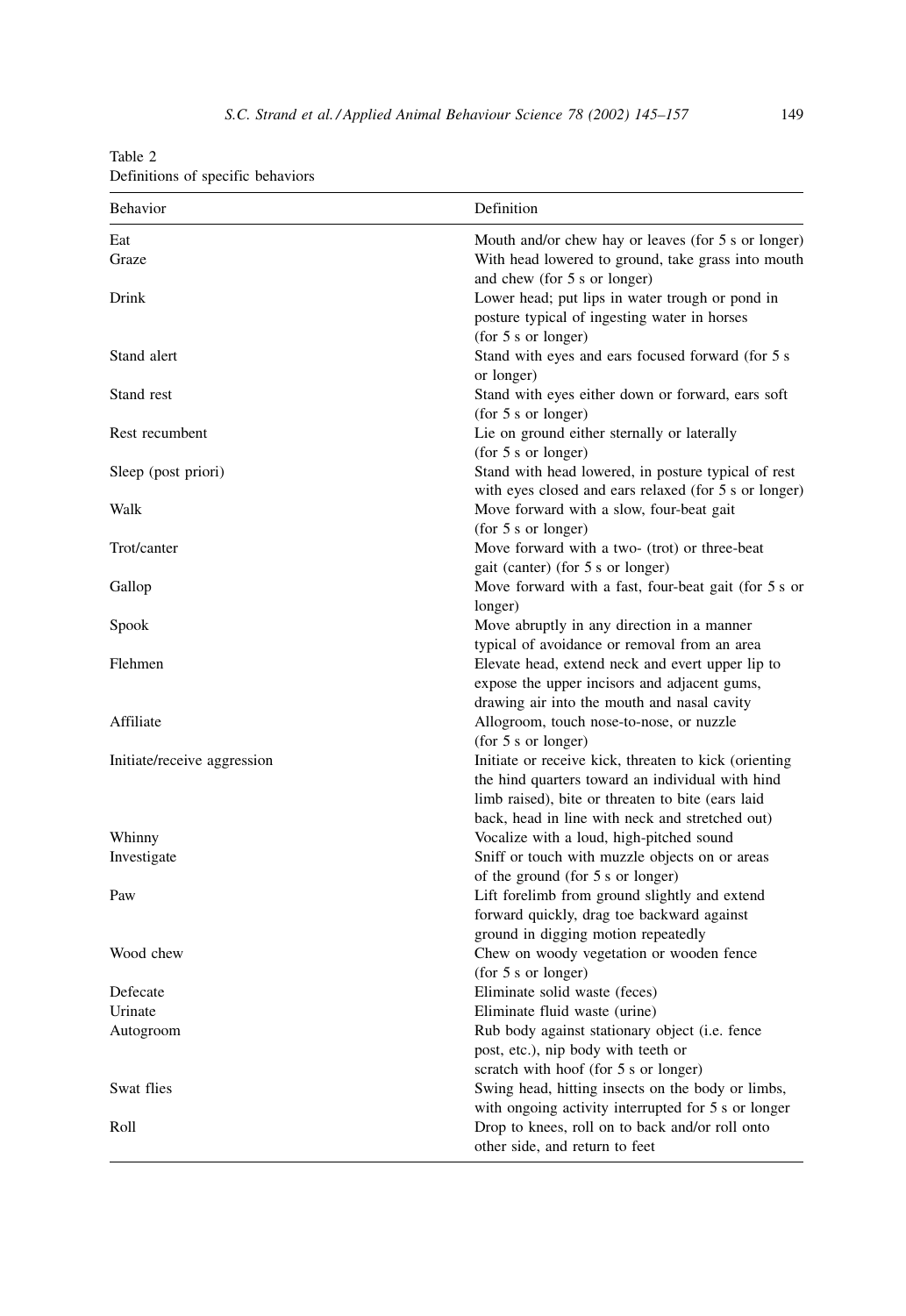Table 2
Definitions of specific behaviors

| Behavior | Definition |
|---|---|
| Eat | Mouth and/or chew hay or leaves (for 5 s or longer) |
| Graze | With head lowered to ground, take grass into mouth and chew (for 5 s or longer) |
| Drink | Lower head; put lips in water trough or pond in posture typical of ingesting water in horses (for 5 s or longer) |
| Stand alert | Stand with eyes and ears focused forward (for 5 s or longer) |
| Stand rest | Stand with eyes either down or forward, ears soft (for 5 s or longer) |
| Rest recumbent | Lie on ground either sternally or laterally (for 5 s or longer) |
| Sleep (post priori) | Stand with head lowered, in posture typical of rest with eyes closed and ears relaxed (for 5 s or longer) |
| Walk | Move forward with a slow, four-beat gait (for 5 s or longer) |
| Trot/canter | Move forward with a two- (trot) or three-beat gait (canter) (for 5 s or longer) |
| Gallop | Move forward with a fast, four-beat gait (for 5 s or longer) |
| Spook | Move abruptly in any direction in a manner typical of avoidance or removal from an area |
| Flehmen | Elevate head, extend neck and evert upper lip to expose the upper incisors and adjacent gums, drawing air into the mouth and nasal cavity |
| Affiliate | Allogroom, touch nose-to-nose, or nuzzle (for 5 s or longer) |
| Initiate/receive aggression | Initiate or receive kick, threaten to kick (orienting the hind quarters toward an individual with hind limb raised), bite or threaten to bite (ears laid back, head in line with neck and stretched out) |
| Whinny | Vocalize with a loud, high-pitched sound |
| Investigate | Sniff or touch with muzzle objects on or areas of the ground (for 5 s or longer) |
| Paw | Lift forelimb from ground slightly and extend forward quickly, drag toe backward against ground in digging motion repeatedly |
| Wood chew | Chew on woody vegetation or wooden fence (for 5 s or longer) |
| Defecate | Eliminate solid waste (feces) |
| Urinate | Eliminate fluid waste (urine) |
| Autogroom | Rub body against stationary object (i.e. fence post, etc.), nip body with teeth or scratch with hoof (for 5 s or longer) |
| Swat flies | Swing head, hitting insects on the body or limbs, with ongoing activity interrupted for 5 s or longer |
| Roll | Drop to knees, roll on to back and/or roll onto other side, and return to feet |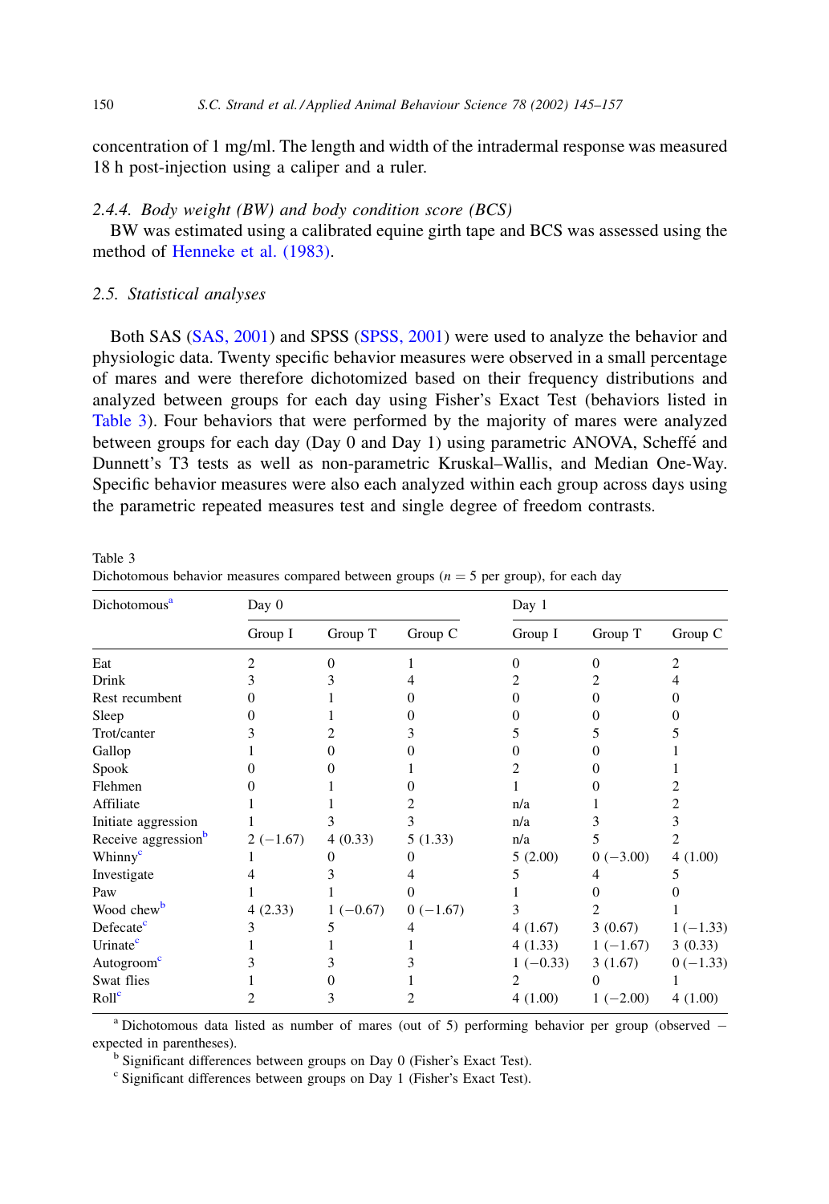concentration of 1 mg/ml. The length and width of the intradermal response was measured 18 h post-injection using a caliper and a ruler.

#### 2.4.4. Body weight (BW) and body condition score (BCS)

BW was estimated using a calibrated equine girth tape and BCS was assessed using the method of Henneke et al. (1983).

### 2.5. Statistical analyses

Both SAS (SAS, 2001) and SPSS (SPSS, 2001) were used to analyze the behavior and physiologic data. Twenty specific behavior measures were observed in a small percentage of mares and were therefore dichotomized based on their frequency distributions and analyzed between groups for each day using Fisher's Exact Test (behaviors listed in Table 3). Four behaviors that were performed by the majority of mares were analyzed between groups for each day (Day 0 and Day 1) using parametric ANOVA, Scheffé and Dunnett's T3 tests as well as non-parametric Kruskal–Wallis, and Median One-Way. Specific behavior measures were also each analyzed within each group across days using the parametric repeated measures test and single degree of freedom contrasts.

Table 3
Dichotomous behavior measures compared between groups ($n = 5$ per group), for each day

| Dichotomous[a] | Day 0 | | | Day 1 | | |
|---|---|---|---|---|---|---|
| | Group I | Group T | Group C | Group I | Group T | Group C |
| Eat | 2 | 0 | 1 | 0 | 0 | 2 |
| Drink | 3 | 3 | 4 | 2 | 2 | 4 |
| Rest recumbent | 0 | 1 | 0 | 0 | 0 | 0 |
| Sleep | 0 | 1 | 0 | 0 | 0 | 0 |
| Trot/canter | 3 | 2 | 3 | 5 | 5 | 5 |
| Gallop | 1 | 0 | 0 | 0 | 0 | 1 |
| Spook | 0 | 0 | 1 | 2 | 0 | 1 |
| Flehmen | 0 | 1 | 0 | 1 | 0 | 2 |
| Affiliate | 1 | 1 | 2 | n/a | 1 | 2 |
| Initiate aggression | 1 | 3 | 3 | n/a | 3 | 3 |
| Receive aggression[b] | 2 (−1.67) | 4 (0.33) | 5 (1.33) | n/a | 5 | 2 |
| Whinny[c] | 1 | 0 | 0 | 5 (2.00) | 0 (−3.00) | 4 (1.00) |
| Investigate | 4 | 3 | 4 | 5 | 4 | 5 |
| Paw | 1 | 1 | 0 | 1 | 0 | 0 |
| Wood chew[b] | 4 (2.33) | 1 (−0.67) | 0 (−1.67) | 3 | 2 | 1 |
| Defecate[c] | 3 | 5 | 4 | 4 (1.67) | 3 (0.67) | 1 (−1.33) |
| Urinate[c] | 1 | 1 | 1 | 4 (1.33) | 1 (−1.67) | 3 (0.33) |
| Autogroom[c] | 3 | 3 | 3 | 1 (−0.33) | 3 (1.67) | 0 (−1.33) |
| Swat flies | 1 | 0 | 1 | 2 | 0 | 1 |
| Roll[c] | 2 | 3 | 2 | 4 (1.00) | 1 (−2.00) | 4 (1.00) |

[a] Dichotomous data listed as number of mares (out of 5) performing behavior per group (observed − expected in parentheses).
[b] Significant differences between groups on Day 0 (Fisher's Exact Test).
[c] Significant differences between groups on Day 1 (Fisher's Exact Test).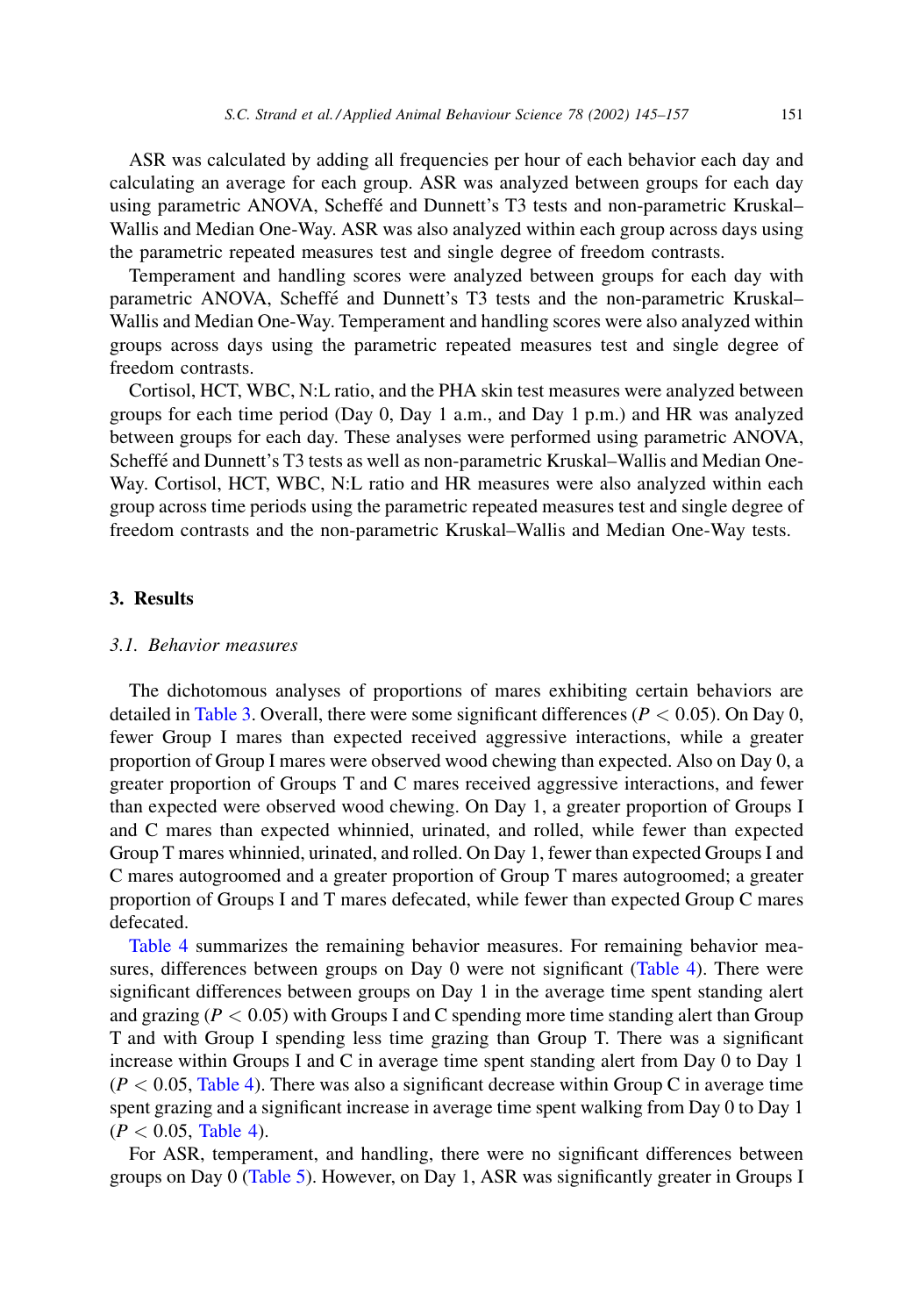ASR was calculated by adding all frequencies per hour of each behavior each day and calculating an average for each group. ASR was analyzed between groups for each day using parametric ANOVA, Scheffé and Dunnett's T3 tests and non-parametric Kruskal–Wallis and Median One-Way. ASR was also analyzed within each group across days using the parametric repeated measures test and single degree of freedom contrasts.

Temperament and handling scores were analyzed between groups for each day with parametric ANOVA, Scheffé and Dunnett's T3 tests and the non-parametric Kruskal–Wallis and Median One-Way. Temperament and handling scores were also analyzed within groups across days using the parametric repeated measures test and single degree of freedom contrasts.

Cortisol, HCT, WBC, N:L ratio, and the PHA skin test measures were analyzed between groups for each time period (Day 0, Day 1 a.m., and Day 1 p.m.) and HR was analyzed between groups for each day. These analyses were performed using parametric ANOVA, Scheffé and Dunnett's T3 tests as well as non-parametric Kruskal–Wallis and Median One-Way. Cortisol, HCT, WBC, N:L ratio and HR measures were also analyzed within each group across time periods using the parametric repeated measures test and single degree of freedom contrasts and the non-parametric Kruskal–Wallis and Median One-Way tests.

## 3. Results

### 3.1. Behavior measures

The dichotomous analyses of proportions of mares exhibiting certain behaviors are detailed in Table 3. Overall, there were some significant differences ($P < 0.05$). On Day 0, fewer Group I mares than expected received aggressive interactions, while a greater proportion of Group I mares were observed wood chewing than expected. Also on Day 0, a greater proportion of Groups T and C mares received aggressive interactions, and fewer than expected were observed wood chewing. On Day 1, a greater proportion of Groups I and C mares than expected whinnied, urinated, and rolled, while fewer than expected Group T mares whinnied, urinated, and rolled. On Day 1, fewer than expected Groups I and C mares autogroomed and a greater proportion of Group T mares autogroomed; a greater proportion of Groups I and T mares defecated, while fewer than expected Group C mares defecated.

Table 4 summarizes the remaining behavior measures. For remaining behavior measures, differences between groups on Day 0 were not significant (Table 4). There were significant differences between groups on Day 1 in the average time spent standing alert and grazing ($P < 0.05$) with Groups I and C spending more time standing alert than Group T and with Group I spending less time grazing than Group T. There was a significant increase within Groups I and C in average time spent standing alert from Day 0 to Day 1 ($P < 0.05$, Table 4). There was also a significant decrease within Group C in average time spent grazing and a significant increase in average time spent walking from Day 0 to Day 1 ($P < 0.05$, Table 4).

For ASR, temperament, and handling, there were no significant differences between groups on Day 0 (Table 5). However, on Day 1, ASR was significantly greater in Groups I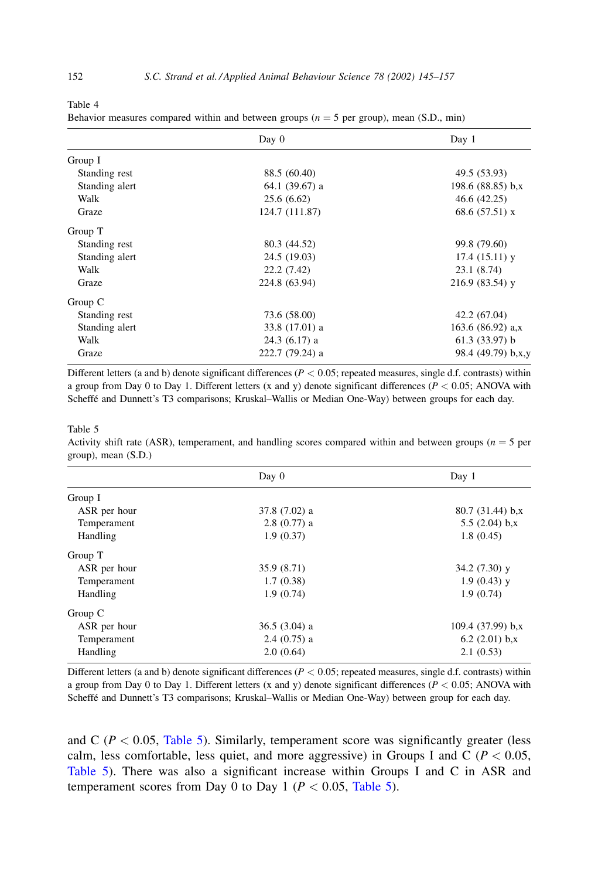Table 4
Behavior measures compared within and between groups ($n = 5$ per group), mean (S.D., min)

| | Day 0 | Day 1 |
|---|---|---|
| Group I | | |
| Standing rest | 88.5 (60.40) | 49.5 (53.93) |
| Standing alert | 64.1 (39.67) a | 198.6 (88.85) b,x |
| Walk | 25.6 (6.62) | 46.6 (42.25) |
| Graze | 124.7 (111.87) | 68.6 (57.51) x |
| Group T | | |
| Standing rest | 80.3 (44.52) | 99.8 (79.60) |
| Standing alert | 24.5 (19.03) | 17.4 (15.11) y |
| Walk | 22.2 (7.42) | 23.1 (8.74) |
| Graze | 224.8 (63.94) | 216.9 (83.54) y |
| Group C | | |
| Standing rest | 73.6 (58.00) | 42.2 (67.04) |
| Standing alert | 33.8 (17.01) a | 163.6 (86.92) a,x |
| Walk | 24.3 (6.17) a | 61.3 (33.97) b |
| Graze | 222.7 (79.24) a | 98.4 (49.79) b,x,y |

Different letters (a and b) denote significant differences ($P < 0.05$; repeated measures, single d.f. contrasts) within a group from Day 0 to Day 1. Different letters (x and y) denote significant differences ($P < 0.05$; ANOVA with Scheffé and Dunnett's T3 comparisons; Kruskal–Wallis or Median One-Way) between groups for each day.

Table 5
Activity shift rate (ASR), temperament, and handling scores compared within and between groups ($n = 5$ per group), mean (S.D.)

| | Day 0 | Day 1 |
|---|---|---|
| Group I | | |
| ASR per hour | 37.8 (7.02) a | 80.7 (31.44) b,x |
| Temperament | 2.8 (0.77) a | 5.5 (2.04) b,x |
| Handling | 1.9 (0.37) | 1.8 (0.45) |
| Group T | | |
| ASR per hour | 35.9 (8.71) | 34.2 (7.30) y |
| Temperament | 1.7 (0.38) | 1.9 (0.43) y |
| Handling | 1.9 (0.74) | 1.9 (0.74) |
| Group C | | |
| ASR per hour | 36.5 (3.04) a | 109.4 (37.99) b,x |
| Temperament | 2.4 (0.75) a | 6.2 (2.01) b,x |
| Handling | 2.0 (0.64) | 2.1 (0.53) |

Different letters (a and b) denote significant differences ($P < 0.05$; repeated measures, single d.f. contrasts) within a group from Day 0 to Day 1. Different letters (x and y) denote significant differences ($P < 0.05$; ANOVA with Scheffé and Dunnett's T3 comparisons; Kruskal–Wallis or Median One-Way) between group for each day.

and C ($P < 0.05$, Table 5). Similarly, temperament score was significantly greater (less calm, less comfortable, less quiet, and more aggressive) in Groups I and C ($P < 0.05$, Table 5). There was also a significant increase within Groups I and C in ASR and temperament scores from Day 0 to Day 1 ($P < 0.05$, Table 5).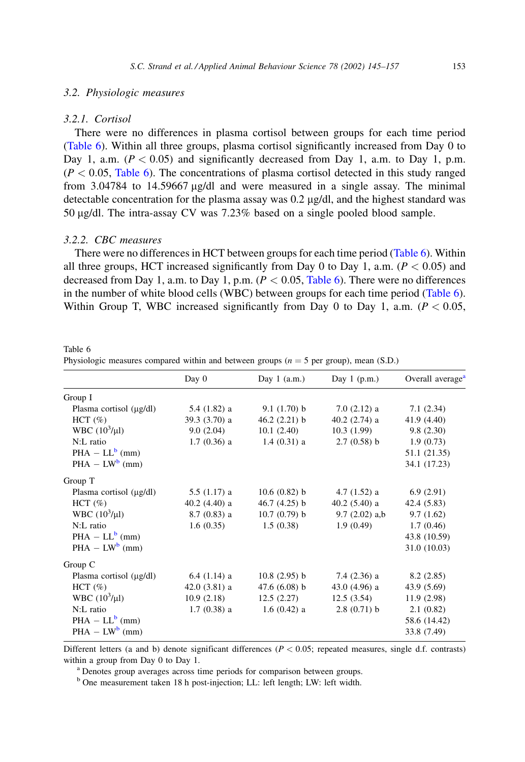### 3.2. Physiologic measures

#### 3.2.1. Cortisol

There were no differences in plasma cortisol between groups for each time period (Table 6). Within all three groups, plasma cortisol significantly increased from Day 0 to Day 1, a.m. ($P < 0.05$) and significantly decreased from Day 1, a.m. to Day 1, p.m. ($P < 0.05$, Table 6). The concentrations of plasma cortisol detected in this study ranged from 3.04784 to 14.59667 μg/dl and were measured in a single assay. The minimal detectable concentration for the plasma assay was 0.2 μg/dl, and the highest standard was 50 μg/dl. The intra-assay CV was 7.23% based on a single pooled blood sample.

#### 3.2.2. CBC measures

There were no differences in HCT between groups for each time period (Table 6). Within all three groups, HCT increased significantly from Day 0 to Day 1, a.m. ($P < 0.05$) and decreased from Day 1, a.m. to Day 1, p.m. ($P < 0.05$, Table 6). There were no differences in the number of white blood cells (WBC) between groups for each time period (Table 6). Within Group T, WBC increased significantly from Day 0 to Day 1, a.m. ($P < 0.05$,

Table 6
Physiologic measures compared within and between groups ($n = 5$ per group), mean (S.D.)

| | Day 0 | Day 1 (a.m.) | Day 1 (p.m.) | Overall average[a] |
|---|---|---|---|---|
| **Group I** | | | | |
| Plasma cortisol (μg/dl) | 5.4 (1.82) a | 9.1 (1.70) b | 7.0 (2.12) a | 7.1 (2.34) |
| HCT (%) | 39.3 (3.70) a | 46.2 (2.21) b | 40.2 (2.74) a | 41.9 (4.40) |
| WBC ($10^3$/μl) | 9.0 (2.04) | 10.1 (2.40) | 10.3 (1.99) | 9.8 (2.30) |
| N:L ratio | 1.7 (0.36) a | 1.4 (0.31) a | 2.7 (0.58) b | 1.9 (0.73) |
| PHA − LL[b] (mm) | | | | 51.1 (21.35) |
| PHA − LW[b] (mm) | | | | 34.1 (17.23) |
| **Group T** | | | | |
| Plasma cortisol (μg/dl) | 5.5 (1.17) a | 10.6 (0.82) b | 4.7 (1.52) a | 6.9 (2.91) |
| HCT (%) | 40.2 (4.40) a | 46.7 (4.25) b | 40.2 (5.40) a | 42.4 (5.83) |
| WBC ($10^3$/μl) | 8.7 (0.83) a | 10.7 (0.79) b | 9.7 (2.02) a,b | 9.7 (1.62) |
| N:L ratio | 1.6 (0.35) | 1.5 (0.38) | 1.9 (0.49) | 1.7 (0.46) |
| PHA − LL[b] (mm) | | | | 43.8 (10.59) |
| PHA − LW[b] (mm) | | | | 31.0 (10.03) |
| **Group C** | | | | |
| Plasma cortisol (μg/dl) | 6.4 (1.14) a | 10.8 (2.95) b | 7.4 (2.36) a | 8.2 (2.85) |
| HCT (%) | 42.0 (3.81) a | 47.6 (6.08) b | 43.0 (4.96) a | 43.9 (5.69) |
| WBC ($10^3$/μl) | 10.9 (2.18) | 12.5 (2.27) | 12.5 (3.54) | 11.9 (2.98) |
| N:L ratio | 1.7 (0.38) a | 1.6 (0.42) a | 2.8 (0.71) b | 2.1 (0.82) |
| PHA − LL[b] (mm) | | | | 58.6 (14.42) |
| PHA − LW[b] (mm) | | | | 33.8 (7.49) |

Different letters (a and b) denote significant differences ($P < 0.05$; repeated measures, single d.f. contrasts) within a group from Day 0 to Day 1.

[a] Denotes group averages across time periods for comparison between groups.

[b] One measurement taken 18 h post-injection; LL: left length; LW: left width.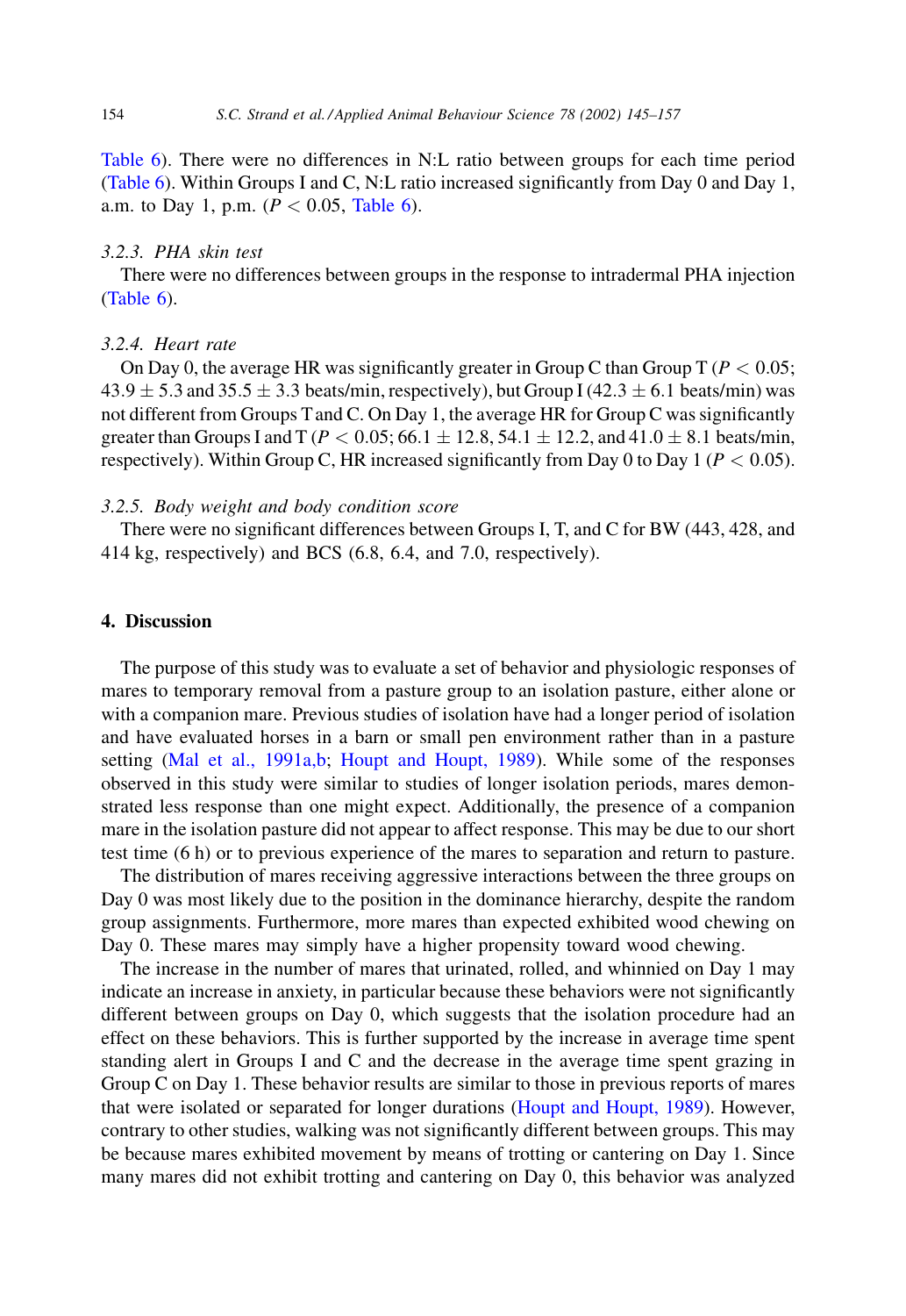Table 6). There were no differences in N:L ratio between groups for each time period (Table 6). Within Groups I and C, N:L ratio increased significantly from Day 0 and Day 1, a.m. to Day 1, p.m. ($P < 0.05$, Table 6).

### 3.2.3. PHA skin test

There were no differences between groups in the response to intradermal PHA injection (Table 6).

### 3.2.4. Heart rate

On Day 0, the average HR was significantly greater in Group C than Group T ($P < 0.05$; $43.9 \pm 5.3$ and $35.5 \pm 3.3$ beats/min, respectively), but Group I ($42.3 \pm 6.1$ beats/min) was not different from Groups T and C. On Day 1, the average HR for Group C was significantly greater than Groups I and T ($P < 0.05$; $66.1 \pm 12.8$, $54.1 \pm 12.2$, and $41.0 \pm 8.1$ beats/min, respectively). Within Group C, HR increased significantly from Day 0 to Day 1 ($P < 0.05$).

### 3.2.5. Body weight and body condition score

There were no significant differences between Groups I, T, and C for BW (443, 428, and 414 kg, respectively) and BCS (6.8, 6.4, and 7.0, respectively).

## 4. Discussion

The purpose of this study was to evaluate a set of behavior and physiologic responses of mares to temporary removal from a pasture group to an isolation pasture, either alone or with a companion mare. Previous studies of isolation have had a longer period of isolation and have evaluated horses in a barn or small pen environment rather than in a pasture setting (Mal et al., 1991a,b; Houpt and Houpt, 1989). While some of the responses observed in this study were similar to studies of longer isolation periods, mares demonstrated less response than one might expect. Additionally, the presence of a companion mare in the isolation pasture did not appear to affect response. This may be due to our short test time (6 h) or to previous experience of the mares to separation and return to pasture.

The distribution of mares receiving aggressive interactions between the three groups on Day 0 was most likely due to the position in the dominance hierarchy, despite the random group assignments. Furthermore, more mares than expected exhibited wood chewing on Day 0. These mares may simply have a higher propensity toward wood chewing.

The increase in the number of mares that urinated, rolled, and whinnied on Day 1 may indicate an increase in anxiety, in particular because these behaviors were not significantly different between groups on Day 0, which suggests that the isolation procedure had an effect on these behaviors. This is further supported by the increase in average time spent standing alert in Groups I and C and the decrease in the average time spent grazing in Group C on Day 1. These behavior results are similar to those in previous reports of mares that were isolated or separated for longer durations (Houpt and Houpt, 1989). However, contrary to other studies, walking was not significantly different between groups. This may be because mares exhibited movement by means of trotting or cantering on Day 1. Since many mares did not exhibit trotting and cantering on Day 0, this behavior was analyzed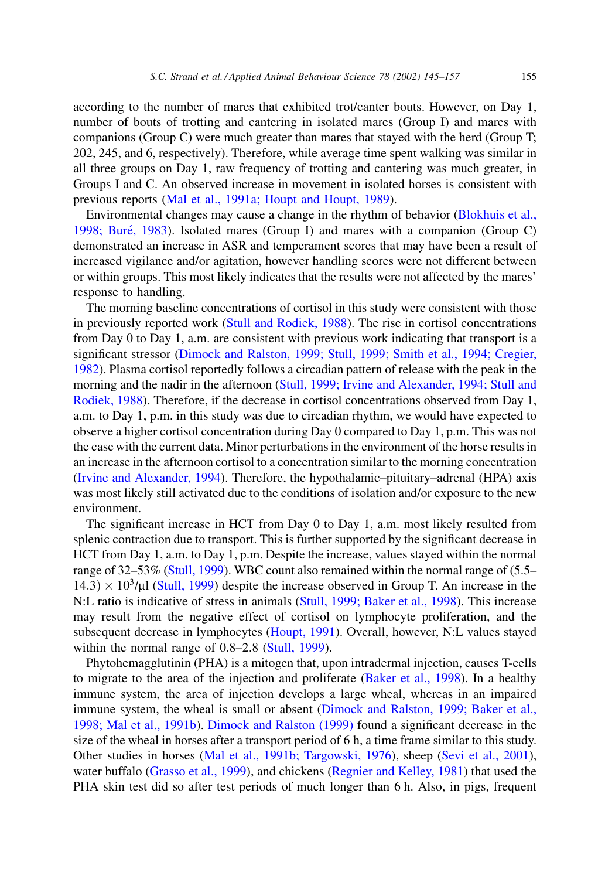according to the number of mares that exhibited trot/canter bouts. However, on Day 1, number of bouts of trotting and cantering in isolated mares (Group I) and mares with companions (Group C) were much greater than mares that stayed with the herd (Group T; 202, 245, and 6, respectively). Therefore, while average time spent walking was similar in all three groups on Day 1, raw frequency of trotting and cantering was much greater, in Groups I and C. An observed increase in movement in isolated horses is consistent with previous reports (Mal et al., 1991a; Houpt and Houpt, 1989).

Environmental changes may cause a change in the rhythm of behavior (Blokhuis et al., 1998; Buré, 1983). Isolated mares (Group I) and mares with a companion (Group C) demonstrated an increase in ASR and temperament scores that may have been a result of increased vigilance and/or agitation, however handling scores were not different between or within groups. This most likely indicates that the results were not affected by the mares' response to handling.

The morning baseline concentrations of cortisol in this study were consistent with those in previously reported work (Stull and Rodiek, 1988). The rise in cortisol concentrations from Day 0 to Day 1, a.m. are consistent with previous work indicating that transport is a significant stressor (Dimock and Ralston, 1999; Stull, 1999; Smith et al., 1994; Cregier, 1982). Plasma cortisol reportedly follows a circadian pattern of release with the peak in the morning and the nadir in the afternoon (Stull, 1999; Irvine and Alexander, 1994; Stull and Rodiek, 1988). Therefore, if the decrease in cortisol concentrations observed from Day 1, a.m. to Day 1, p.m. in this study was due to circadian rhythm, we would have expected to observe a higher cortisol concentration during Day 0 compared to Day 1, p.m. This was not the case with the current data. Minor perturbations in the environment of the horse results in an increase in the afternoon cortisol to a concentration similar to the morning concentration (Irvine and Alexander, 1994). Therefore, the hypothalamic–pituitary–adrenal (HPA) axis was most likely still activated due to the conditions of isolation and/or exposure to the new environment.

The significant increase in HCT from Day 0 to Day 1, a.m. most likely resulted from splenic contraction due to transport. This is further supported by the significant decrease in HCT from Day 1, a.m. to Day 1, p.m. Despite the increase, values stayed within the normal range of 32–53% (Stull, 1999). WBC count also remained within the normal range of $(5.5–14.3) \times 10^3/\mu l$ (Stull, 1999) despite the increase observed in Group T. An increase in the N:L ratio is indicative of stress in animals (Stull, 1999; Baker et al., 1998). This increase may result from the negative effect of cortisol on lymphocyte proliferation, and the subsequent decrease in lymphocytes (Houpt, 1991). Overall, however, N:L values stayed within the normal range of 0.8–2.8 (Stull, 1999).

Phytohemagglutinin (PHA) is a mitogen that, upon intradermal injection, causes T-cells to migrate to the area of the injection and proliferate (Baker et al., 1998). In a healthy immune system, the area of injection develops a large wheal, whereas in an impaired immune system, the wheal is small or absent (Dimock and Ralston, 1999; Baker et al., 1998; Mal et al., 1991b). Dimock and Ralston (1999) found a significant decrease in the size of the wheal in horses after a transport period of 6 h, a time frame similar to this study. Other studies in horses (Mal et al., 1991b; Targowski, 1976), sheep (Sevi et al., 2001), water buffalo (Grasso et al., 1999), and chickens (Regnier and Kelley, 1981) that used the PHA skin test did so after test periods of much longer than 6 h. Also, in pigs, frequent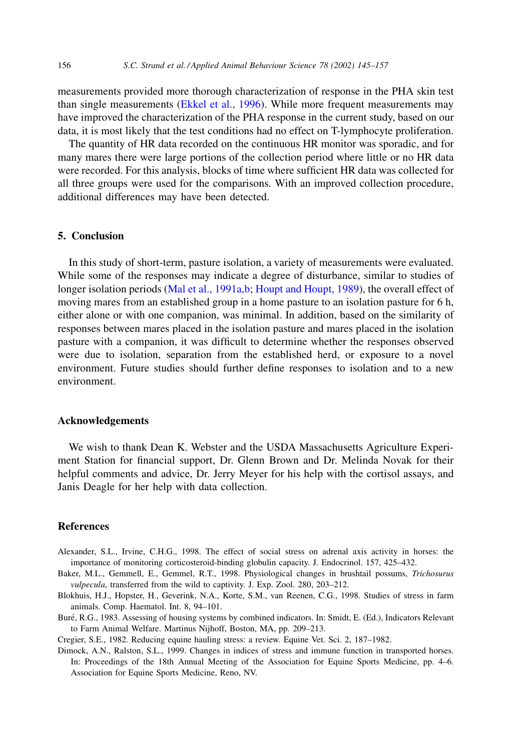measurements provided more thorough characterization of response in the PHA skin test than single measurements (Ekkel et al., 1996). While more frequent measurements may have improved the characterization of the PHA response in the current study, based on our data, it is most likely that the test conditions had no effect on T-lymphocyte proliferation.

The quantity of HR data recorded on the continuous HR monitor was sporadic, and for many mares there were large portions of the collection period where little or no HR data were recorded. For this analysis, blocks of time where sufficient HR data was collected for all three groups were used for the comparisons. With an improved collection procedure, additional differences may have been detected.

## 5. Conclusion

In this study of short-term, pasture isolation, a variety of measurements were evaluated. While some of the responses may indicate a degree of disturbance, similar to studies of longer isolation periods (Mal et al., 1991a,b; Houpt and Houpt, 1989), the overall effect of moving mares from an established group in a home pasture to an isolation pasture for 6 h, either alone or with one companion, was minimal. In addition, based on the similarity of responses between mares placed in the isolation pasture and mares placed in the isolation pasture with a companion, it was difficult to determine whether the responses observed were due to isolation, separation from the established herd, or exposure to a novel environment. Future studies should further define responses to isolation and to a new environment.

## Acknowledgements

We wish to thank Dean K. Webster and the USDA Massachusetts Agriculture Experiment Station for financial support, Dr. Glenn Brown and Dr. Melinda Novak for their helpful comments and advice, Dr. Jerry Meyer for his help with the cortisol assays, and Janis Deagle for her help with data collection.

## References

Alexander, S.L., Irvine, C.H.G., 1998. The effect of social stress on adrenal axis activity in horses: the importance of monitoring corticosteroid-binding globulin capacity. J. Endocrinol. 157, 425–432.

Baker, M.L., Gemmell, E., Gemmel, R.T., 1998. Physiological changes in brushtail possums, *Trichosurus vulpecula*, transferred from the wild to captivity. J. Exp. Zool. 280, 203–212.

Blokhuis, H.J., Hopster, H., Geverink, N.A., Korte, S.M., van Reenen, C.G., 1998. Studies of stress in farm animals. Comp. Haematol. Int. 8, 94–101.

Buré, R.G., 1983. Assessing of housing systems by combined indicators. In: Smidt, E. (Ed.), Indicators Relevant to Farm Animal Welfare. Martinus Nijhoff, Boston, MA, pp. 209–213.

Cregier, S.E., 1982. Reducing equine hauling stress: a review. Equine Vet. Sci. 2, 187–1982.

Dimock, A.N., Ralston, S.L., 1999. Changes in indices of stress and immune function in transported horses. In: Proceedings of the 18th Annual Meeting of the Association for Equine Sports Medicine, pp. 4–6. Association for Equine Sports Medicine, Reno, NV.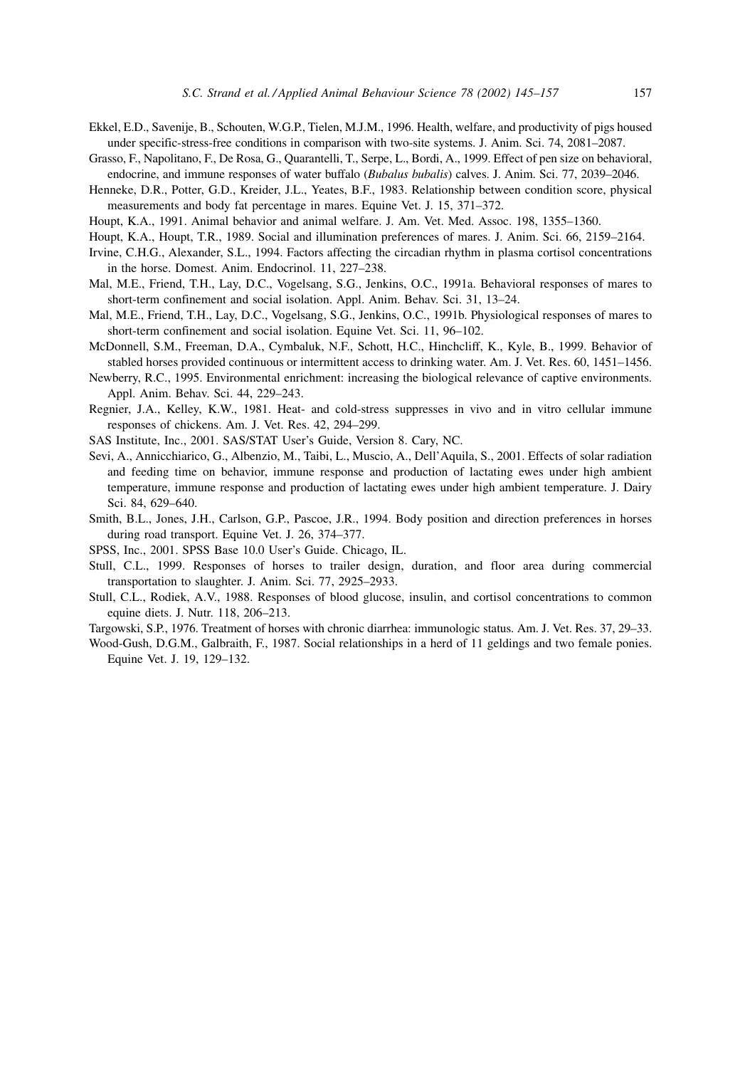Ekkel, E.D., Savenije, B., Schouten, W.G.P., Tielen, M.J.M., 1996. Health, welfare, and productivity of pigs housed under specific-stress-free conditions in comparison with two-site systems. J. Anim. Sci. 74, 2081–2087.

Grasso, F., Napolitano, F., De Rosa, G., Quarantelli, T., Serpe, L., Bordi, A., 1999. Effect of pen size on behavioral, endocrine, and immune responses of water buffalo (*Bubalus bubalis*) calves. J. Anim. Sci. 77, 2039–2046.

Henneke, D.R., Potter, G.D., Kreider, J.L., Yeates, B.F., 1983. Relationship between condition score, physical measurements and body fat percentage in mares. Equine Vet. J. 15, 371–372.

Houpt, K.A., 1991. Animal behavior and animal welfare. J. Am. Vet. Med. Assoc. 198, 1355–1360.

Houpt, K.A., Houpt, T.R., 1989. Social and illumination preferences of mares. J. Anim. Sci. 66, 2159–2164.

Irvine, C.H.G., Alexander, S.L., 1994. Factors affecting the circadian rhythm in plasma cortisol concentrations in the horse. Domest. Anim. Endocrinol. 11, 227–238.

Mal, M.E., Friend, T.H., Lay, D.C., Vogelsang, S.G., Jenkins, O.C., 1991a. Behavioral responses of mares to short-term confinement and social isolation. Appl. Anim. Behav. Sci. 31, 13–24.

Mal, M.E., Friend, T.H., Lay, D.C., Vogelsang, S.G., Jenkins, O.C., 1991b. Physiological responses of mares to short-term confinement and social isolation. Equine Vet. Sci. 11, 96–102.

McDonnell, S.M., Freeman, D.A., Cymbaluk, N.F., Schott, H.C., Hinchcliff, K., Kyle, B., 1999. Behavior of stabled horses provided continuous or intermittent access to drinking water. Am. J. Vet. Res. 60, 1451–1456.

Newberry, R.C., 1995. Environmental enrichment: increasing the biological relevance of captive environments. Appl. Anim. Behav. Sci. 44, 229–243.

Regnier, J.A., Kelley, K.W., 1981. Heat- and cold-stress suppresses in vivo and in vitro cellular immune responses of chickens. Am. J. Vet. Res. 42, 294–299.

SAS Institute, Inc., 2001. SAS/STAT User's Guide, Version 8. Cary, NC.

Sevi, A., Annicchiarico, G., Albenzio, M., Taibi, L., Muscio, A., Dell'Aquila, S., 2001. Effects of solar radiation and feeding time on behavior, immune response and production of lactating ewes under high ambient temperature, immune response and production of lactating ewes under high ambient temperature. J. Dairy Sci. 84, 629–640.

Smith, B.L., Jones, J.H., Carlson, G.P., Pascoe, J.R., 1994. Body position and direction preferences in horses during road transport. Equine Vet. J. 26, 374–377.

SPSS, Inc., 2001. SPSS Base 10.0 User's Guide. Chicago, IL.

Stull, C.L., 1999. Responses of horses to trailer design, duration, and floor area during commercial transportation to slaughter. J. Anim. Sci. 77, 2925–2933.

Stull, C.L., Rodiek, A.V., 1988. Responses of blood glucose, insulin, and cortisol concentrations to common equine diets. J. Nutr. 118, 206–213.

Targowski, S.P., 1976. Treatment of horses with chronic diarrhea: immunologic status. Am. J. Vet. Res. 37, 29–33.

Wood-Gush, D.G.M., Galbraith, F., 1987. Social relationships in a herd of 11 geldings and two female ponies. Equine Vet. J. 19, 129–132.